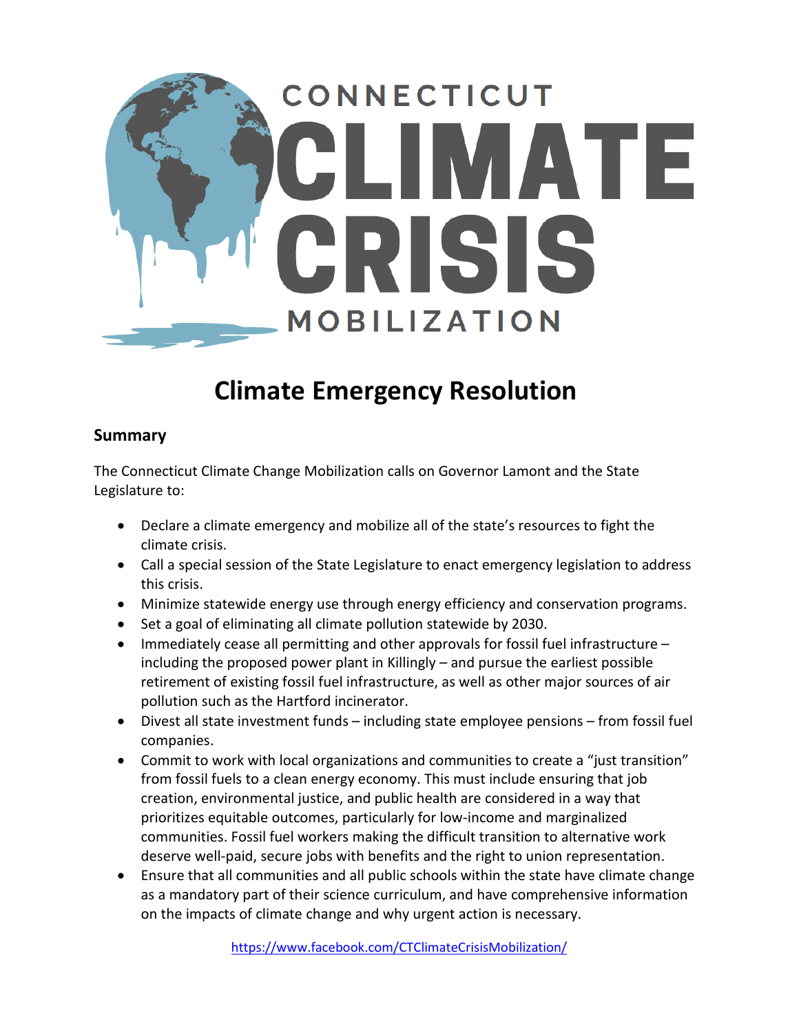CONNECTICUT
# CLIMATE CRISIS
MOBILIZATION

# Climate Emergency Resolution

## Summary

The Connecticut Climate Change Mobilization calls on Governor Lamont and the State Legislature to:

- Declare a climate emergency and mobilize all of the state's resources to fight the climate crisis.
- Call a special session of the State Legislature to enact emergency legislation to address this crisis.
- Minimize statewide energy use through energy efficiency and conservation programs.
- Set a goal of eliminating all climate pollution statewide by 2030.
- Immediately cease all permitting and other approvals for fossil fuel infrastructure – including the proposed power plant in Killingly – and pursue the earliest possible retirement of existing fossil fuel infrastructure, as well as other major sources of air pollution such as the Hartford incinerator.
- Divest all state investment funds – including state employee pensions – from fossil fuel companies.
- Commit to work with local organizations and communities to create a "just transition" from fossil fuels to a clean energy economy. This must include ensuring that job creation, environmental justice, and public health are considered in a way that prioritizes equitable outcomes, particularly for low-income and marginalized communities. Fossil fuel workers making the difficult transition to alternative work deserve well-paid, secure jobs with benefits and the right to union representation.
- Ensure that all communities and all public schools within the state have climate change as a mandatory part of their science curriculum, and have comprehensive information on the impacts of climate change and why urgent action is necessary.

https://www.facebook.com/CTClimateCrisisMobilization/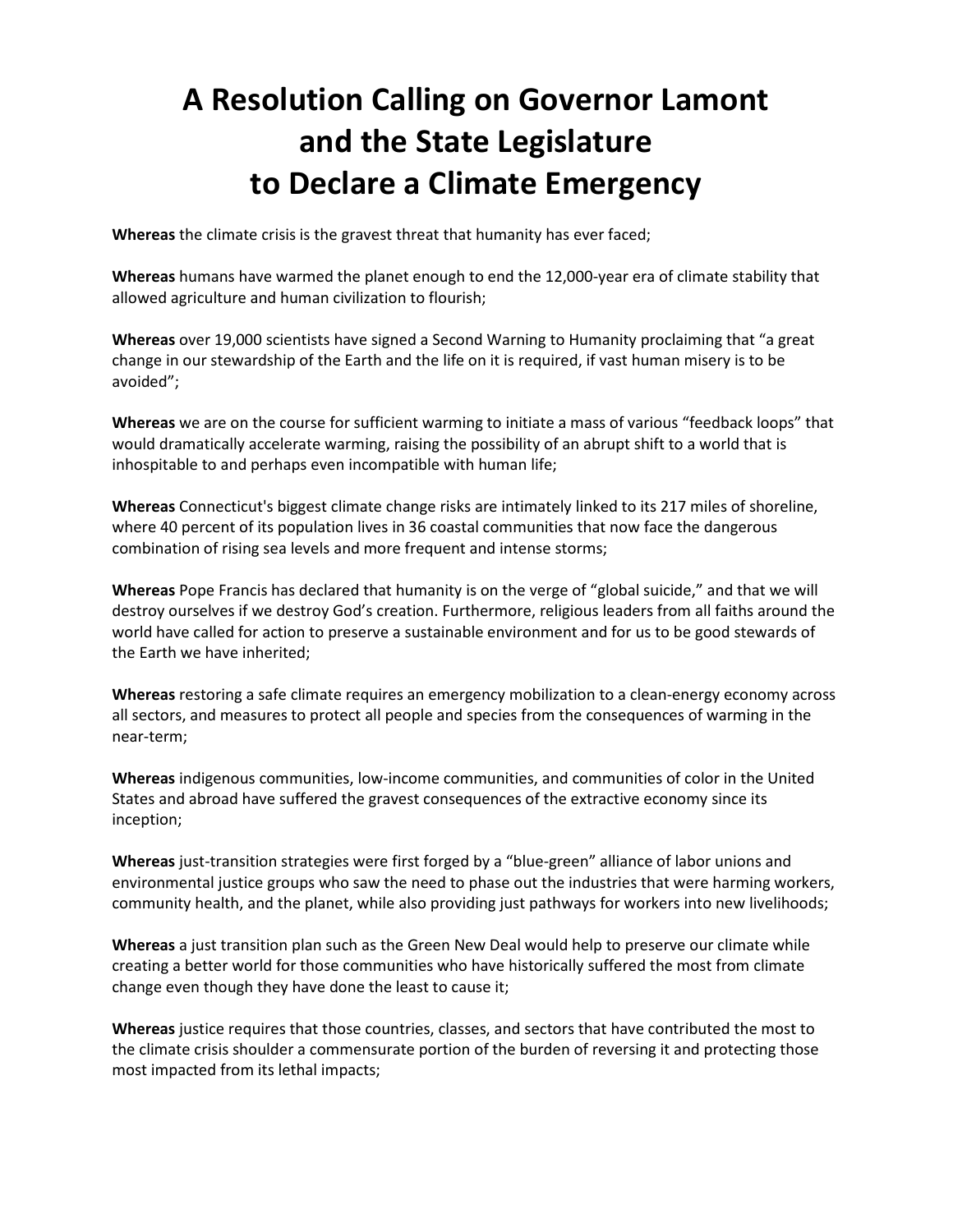# A Resolution Calling on Governor Lamont and the State Legislature to Declare a Climate Emergency

**Whereas** the climate crisis is the gravest threat that humanity has ever faced;

**Whereas** humans have warmed the planet enough to end the 12,000-year era of climate stability that allowed agriculture and human civilization to flourish;

**Whereas** over 19,000 scientists have signed a Second Warning to Humanity proclaiming that "a great change in our stewardship of the Earth and the life on it is required, if vast human misery is to be avoided";

**Whereas** we are on the course for sufficient warming to initiate a mass of various "feedback loops" that would dramatically accelerate warming, raising the possibility of an abrupt shift to a world that is inhospitable to and perhaps even incompatible with human life;

**Whereas** Connecticut's biggest climate change risks are intimately linked to its 217 miles of shoreline, where 40 percent of its population lives in 36 coastal communities that now face the dangerous combination of rising sea levels and more frequent and intense storms;

**Whereas** Pope Francis has declared that humanity is on the verge of "global suicide," and that we will destroy ourselves if we destroy God's creation. Furthermore, religious leaders from all faiths around the world have called for action to preserve a sustainable environment and for us to be good stewards of the Earth we have inherited;

**Whereas** restoring a safe climate requires an emergency mobilization to a clean-energy economy across all sectors, and measures to protect all people and species from the consequences of warming in the near-term;

**Whereas** indigenous communities, low-income communities, and communities of color in the United States and abroad have suffered the gravest consequences of the extractive economy since its inception;

**Whereas** just-transition strategies were first forged by a "blue-green" alliance of labor unions and environmental justice groups who saw the need to phase out the industries that were harming workers, community health, and the planet, while also providing just pathways for workers into new livelihoods;

**Whereas** a just transition plan such as the Green New Deal would help to preserve our climate while creating a better world for those communities who have historically suffered the most from climate change even though they have done the least to cause it;

**Whereas** justice requires that those countries, classes, and sectors that have contributed the most to the climate crisis shoulder a commensurate portion of the burden of reversing it and protecting those most impacted from its lethal impacts;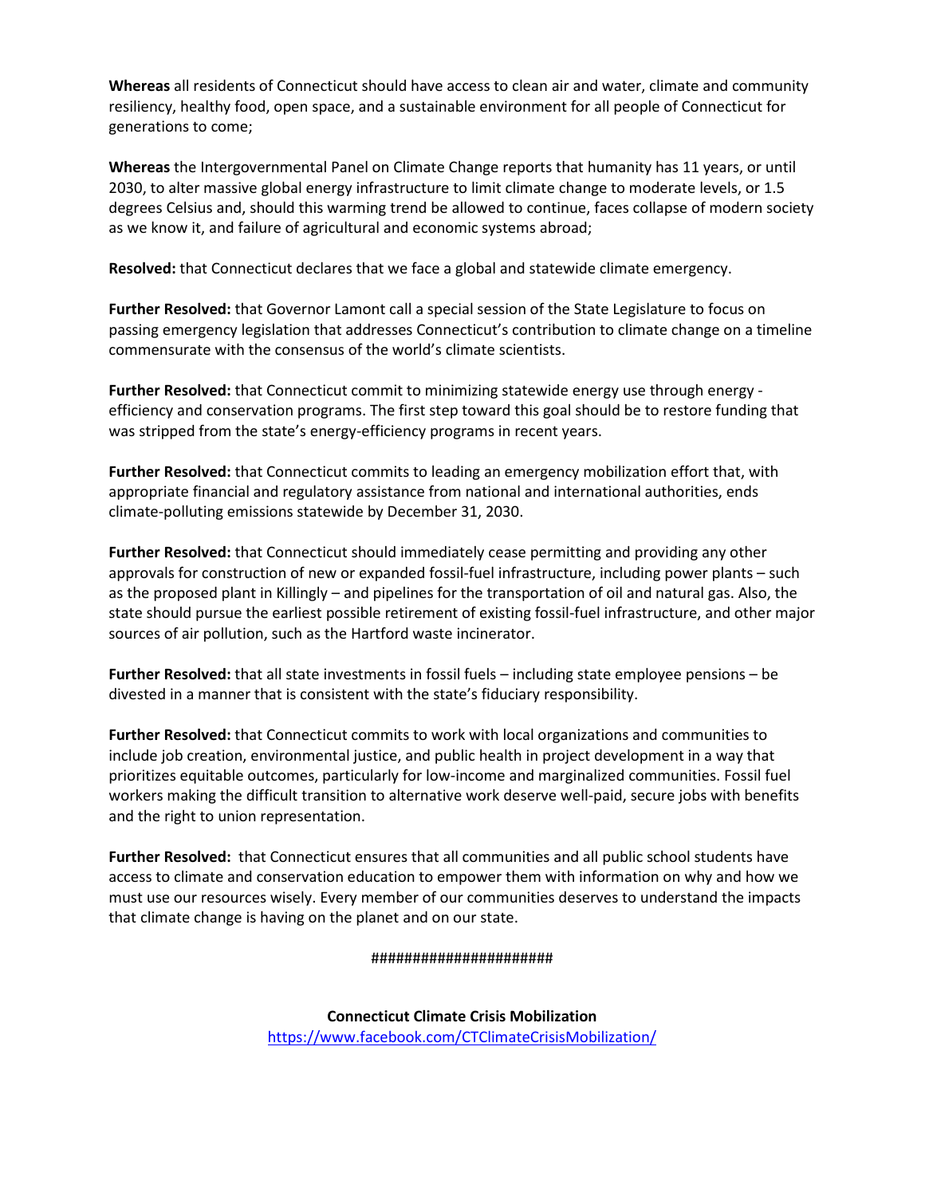**Whereas** all residents of Connecticut should have access to clean air and water, climate and community resiliency, healthy food, open space, and a sustainable environment for all people of Connecticut for generations to come;

**Whereas** the Intergovernmental Panel on Climate Change reports that humanity has 11 years, or until 2030, to alter massive global energy infrastructure to limit climate change to moderate levels, or 1.5 degrees Celsius and, should this warming trend be allowed to continue, faces collapse of modern society as we know it, and failure of agricultural and economic systems abroad;

**Resolved:** that Connecticut declares that we face a global and statewide climate emergency.

**Further Resolved:** that Governor Lamont call a special session of the State Legislature to focus on passing emergency legislation that addresses Connecticut's contribution to climate change on a timeline commensurate with the consensus of the world's climate scientists.

**Further Resolved:** that Connecticut commit to minimizing statewide energy use through energy - efficiency and conservation programs. The first step toward this goal should be to restore funding that was stripped from the state's energy-efficiency programs in recent years.

**Further Resolved:** that Connecticut commits to leading an emergency mobilization effort that, with appropriate financial and regulatory assistance from national and international authorities, ends climate-polluting emissions statewide by December 31, 2030.

**Further Resolved:** that Connecticut should immediately cease permitting and providing any other approvals for construction of new or expanded fossil-fuel infrastructure, including power plants – such as the proposed plant in Killingly – and pipelines for the transportation of oil and natural gas. Also, the state should pursue the earliest possible retirement of existing fossil-fuel infrastructure, and other major sources of air pollution, such as the Hartford waste incinerator.

**Further Resolved:** that all state investments in fossil fuels – including state employee pensions – be divested in a manner that is consistent with the state's fiduciary responsibility.

**Further Resolved:** that Connecticut commits to work with local organizations and communities to include job creation, environmental justice, and public health in project development in a way that prioritizes equitable outcomes, particularly for low-income and marginalized communities. Fossil fuel workers making the difficult transition to alternative work deserve well-paid, secure jobs with benefits and the right to union representation.

**Further Resolved:** that Connecticut ensures that all communities and all public school students have access to climate and conservation education to empower them with information on why and how we must use our resources wisely. Every member of our communities deserves to understand the impacts that climate change is having on the planet and on our state.

#####################

**Connecticut Climate Crisis Mobilization**

https://www.facebook.com/CTClimateCrisisMobilization/